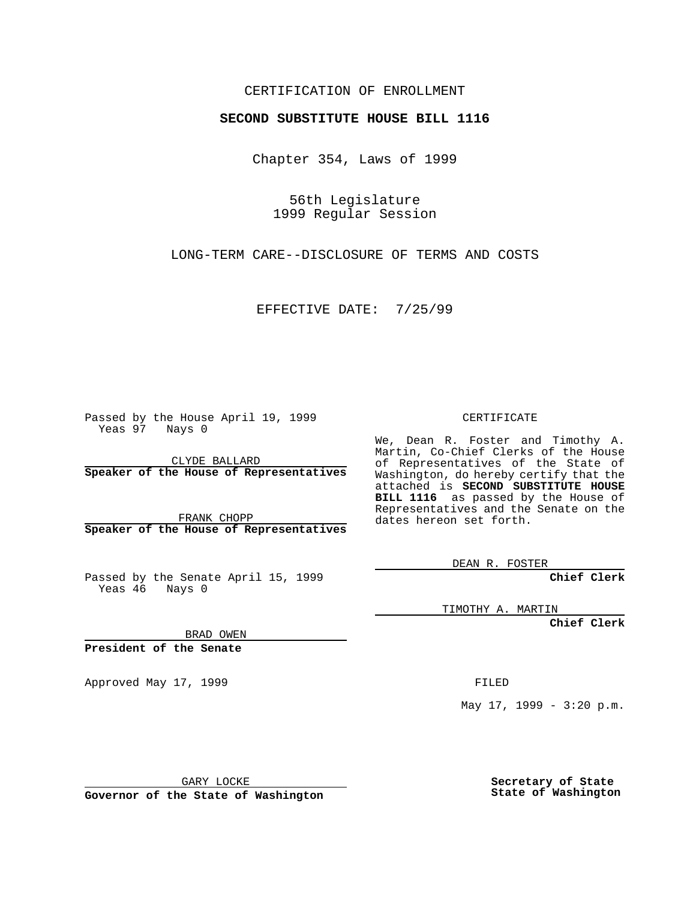CERTIFICATION OF ENROLLMENT

**SECOND SUBSTITUTE HOUSE BILL 1116**

Chapter 354, Laws of 1999

56th Legislature
1999 Regular Session

LONG-TERM CARE--DISCLOSURE OF TERMS AND COSTS

EFFECTIVE DATE: 7/25/99

Passed by the House April 19, 1999
Yeas 97 Nays 0

CLYDE BALLARD
**Speaker of the House of Representatives**

FRANK CHOPP
**Speaker of the House of Representatives**

Passed by the Senate April 15, 1999
Yeas 46 Nays 0

BRAD OWEN
**President of the Senate**

Approved May 17, 1999

GARY LOCKE
**Governor of the State of Washington**

CERTIFICATE

We, Dean R. Foster and Timothy A. Martin, Co-Chief Clerks of the House of Representatives of the State of Washington, do hereby certify that the attached is **SECOND SUBSTITUTE HOUSE BILL 1116** as passed by the House of Representatives and the Senate on the dates hereon set forth.

DEAN R. FOSTER
**Chief Clerk**

TIMOTHY A. MARTIN
**Chief Clerk**

FILED

May 17, 1999 - 3:20 p.m.

**Secretary of State**
**State of Washington**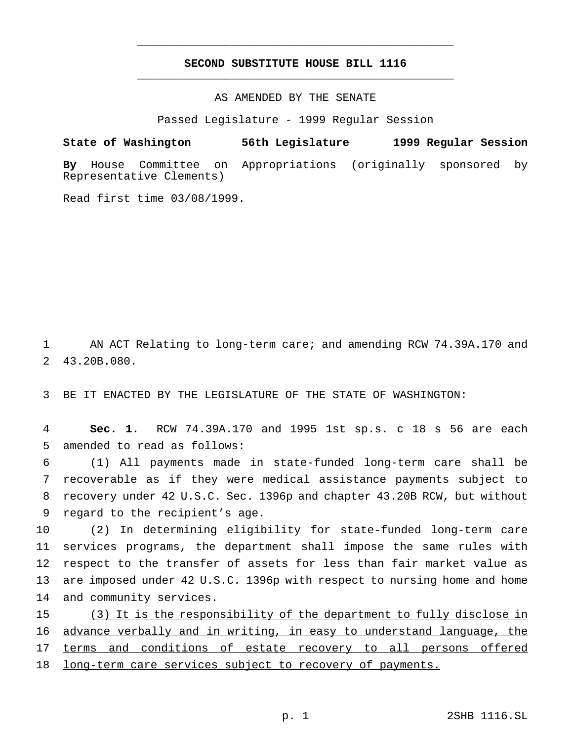# SECOND SUBSTITUTE HOUSE BILL 1116

AS AMENDED BY THE SENATE

Passed Legislature - 1999 Regular Session

**State of Washington 56th Legislature 1999 Regular Session**

**By** House Committee on Appropriations (originally sponsored by Representative Clements)

Read first time 03/08/1999.

AN ACT Relating to long-term care; and amending RCW 74.39A.170 and 43.20B.080.

BE IT ENACTED BY THE LEGISLATURE OF THE STATE OF WASHINGTON:

**Sec. 1.** RCW 74.39A.170 and 1995 1st sp.s. c 18 s 56 are each amended to read as follows:

(1) All payments made in state-funded long-term care shall be recoverable as if they were medical assistance payments subject to recovery under 42 U.S.C. Sec. 1396p and chapter 43.20B RCW, but without regard to the recipient's age.

(2) In determining eligibility for state-funded long-term care services programs, the department shall impose the same rules with respect to the transfer of assets for less than fair market value as are imposed under 42 U.S.C. 1396p with respect to nursing home and home and community services.

<u>(3) It is the responsibility of the department to fully disclose in advance verbally and in writing, in easy to understand language, the terms and conditions of estate recovery to all persons offered long-term care services subject to recovery of payments.</u>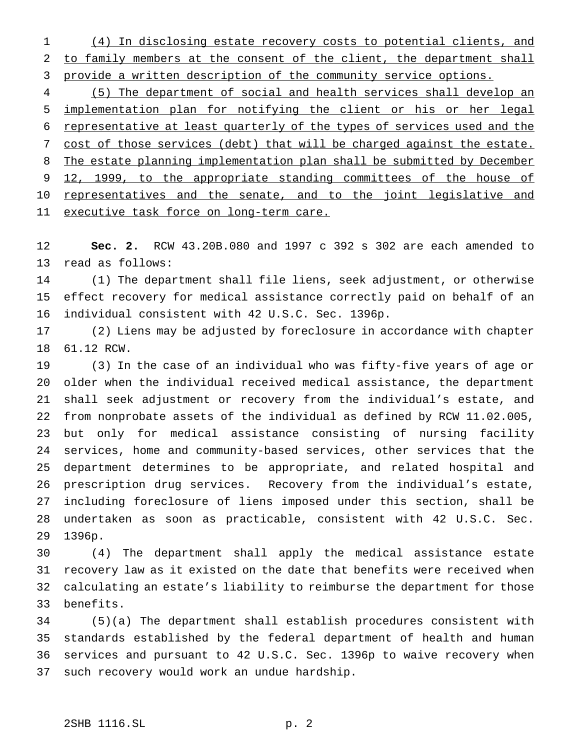(4) In disclosing estate recovery costs to potential clients, and to family members at the consent of the client, the department shall provide a written description of the community service options.

(5) The department of social and health services shall develop an implementation plan for notifying the client or his or her legal representative at least quarterly of the types of services used and the cost of those services (debt) that will be charged against the estate. The estate planning implementation plan shall be submitted by December 12, 1999, to the appropriate standing committees of the house of representatives and the senate, and to the joint legislative and executive task force on long-term care.

**Sec. 2.** RCW 43.20B.080 and 1997 c 392 s 302 are each amended to read as follows:

(1) The department shall file liens, seek adjustment, or otherwise effect recovery for medical assistance correctly paid on behalf of an individual consistent with 42 U.S.C. Sec. 1396p.

(2) Liens may be adjusted by foreclosure in accordance with chapter 61.12 RCW.

(3) In the case of an individual who was fifty-five years of age or older when the individual received medical assistance, the department shall seek adjustment or recovery from the individual's estate, and from nonprobate assets of the individual as defined by RCW 11.02.005, but only for medical assistance consisting of nursing facility services, home and community-based services, other services that the department determines to be appropriate, and related hospital and prescription drug services. Recovery from the individual's estate, including foreclosure of liens imposed under this section, shall be undertaken as soon as practicable, consistent with 42 U.S.C. Sec. 1396p.

(4) The department shall apply the medical assistance estate recovery law as it existed on the date that benefits were received when calculating an estate's liability to reimburse the department for those benefits.

(5)(a) The department shall establish procedures consistent with standards established by the federal department of health and human services and pursuant to 42 U.S.C. Sec. 1396p to waive recovery when such recovery would work an undue hardship.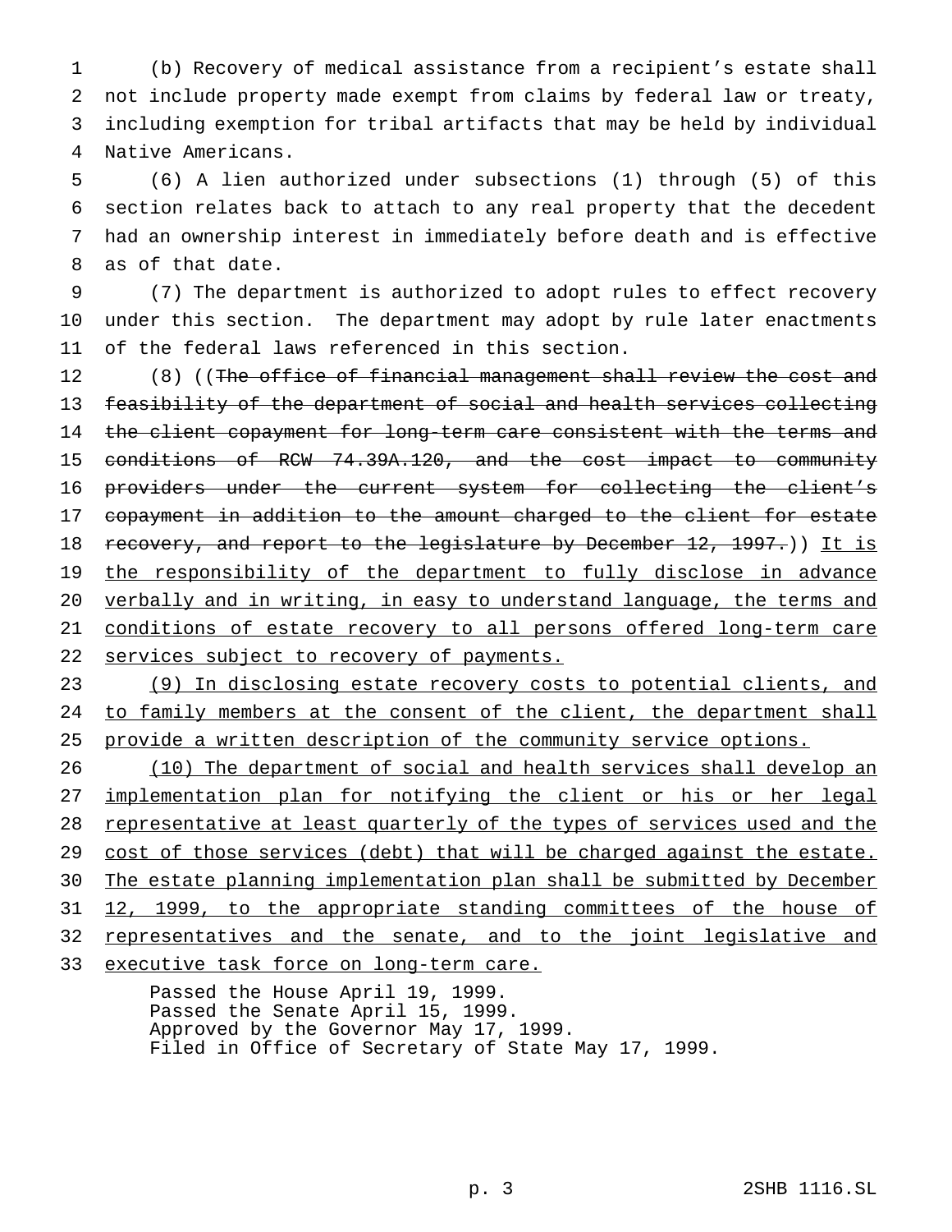(b) Recovery of medical assistance from a recipient's estate shall not include property made exempt from claims by federal law or treaty, including exemption for tribal artifacts that may be held by individual Native Americans.

(6) A lien authorized under subsections (1) through (5) of this section relates back to attach to any real property that the decedent had an ownership interest in immediately before death and is effective as of that date.

(7) The department is authorized to adopt rules to effect recovery under this section. The department may adopt by rule later enactments of the federal laws referenced in this section.

(8) ((~~The office of financial management shall review the cost and feasibility of the department of social and health services collecting the client copayment for long-term care consistent with the terms and conditions of RCW 74.39A.120, and the cost impact to community providers under the current system for collecting the client's copayment in addition to the amount charged to the client for estate recovery, and report to the legislature by December 12, 1997.~~)) <u>It is the responsibility of the department to fully disclose in advance verbally and in writing, in easy to understand language, the terms and conditions of estate recovery to all persons offered long-term care services subject to recovery of payments.</u>

<u>(9) In disclosing estate recovery costs to potential clients, and to family members at the consent of the client, the department shall provide a written description of the community service options.</u>

<u>(10) The department of social and health services shall develop an implementation plan for notifying the client or his or her legal representative at least quarterly of the types of services used and the cost of those services (debt) that will be charged against the estate. The estate planning implementation plan shall be submitted by December 12, 1999, to the appropriate standing committees of the house of representatives and the senate, and to the joint legislative and executive task force on long-term care.</u>

Passed the House April 19, 1999.
Passed the Senate April 15, 1999.
Approved by the Governor May 17, 1999.
Filed in Office of Secretary of State May 17, 1999.